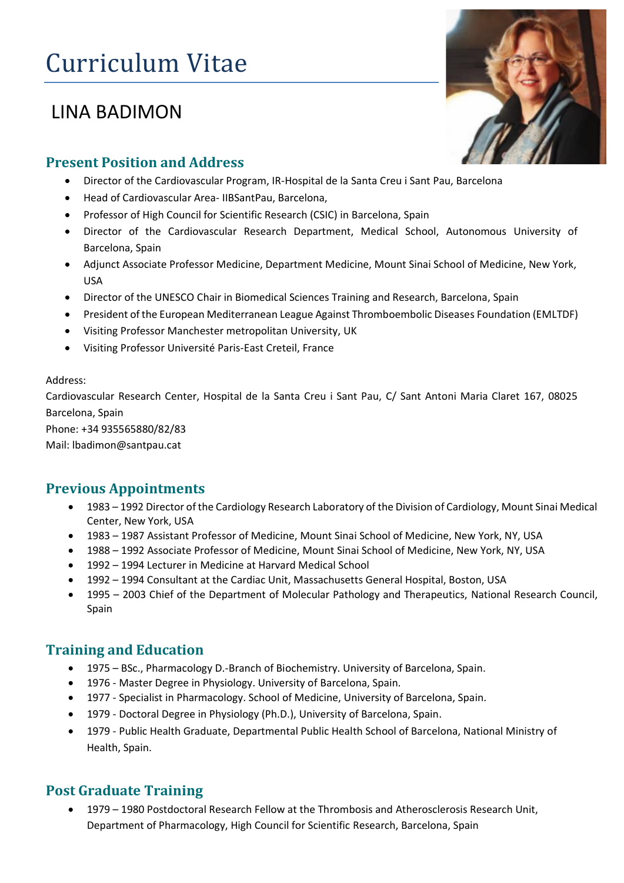# Curriculum Vitae

## LINA BADIMON

### Present Position and Address

- Director of the Cardiovascular Program, IR-Hospital de la Santa Creu i Sant Pau, Barcelona
- Head of Cardiovascular Area- IIBSantPau, Barcelona,
- Professor of High Council for Scientific Research (CSIC) in Barcelona, Spain
- Director of the Cardiovascular Research Department, Medical School, Autonomous University of Barcelona, Spain
- Adjunct Associate Professor Medicine, Department Medicine, Mount Sinai School of Medicine, New York, USA
- Director of the UNESCO Chair in Biomedical Sciences Training and Research, Barcelona, Spain
- President of the European Mediterranean League Against Thromboembolic Diseases Foundation (EMLTDF)
- Visiting Professor Manchester metropolitan University, UK
- Visiting Professor Université Paris-East Creteil, France

Address:
Cardiovascular Research Center, Hospital de la Santa Creu i Sant Pau, C/ Sant Antoni Maria Claret 167, 08025 Barcelona, Spain
Phone: +34 935565880/82/83
Mail: lbadimon@santpau.cat

### Previous Appointments

- 1983 – 1992 Director of the Cardiology Research Laboratory of the Division of Cardiology, Mount Sinai Medical Center, New York, USA
- 1983 – 1987 Assistant Professor of Medicine, Mount Sinai School of Medicine, New York, NY, USA
- 1988 – 1992 Associate Professor of Medicine, Mount Sinai School of Medicine, New York, NY, USA
- 1992 – 1994 Lecturer in Medicine at Harvard Medical School
- 1992 – 1994 Consultant at the Cardiac Unit, Massachusetts General Hospital, Boston, USA
- 1995 – 2003 Chief of the Department of Molecular Pathology and Therapeutics, National Research Council, Spain

### Training and Education

- 1975 – BSc., Pharmacology D.-Branch of Biochemistry. University of Barcelona, Spain.
- 1976 - Master Degree in Physiology. University of Barcelona, Spain.
- 1977 - Specialist in Pharmacology. School of Medicine, University of Barcelona, Spain.
- 1979 - Doctoral Degree in Physiology (Ph.D.), University of Barcelona, Spain.
- 1979 - Public Health Graduate, Departmental Public Health School of Barcelona, National Ministry of Health, Spain.

### Post Graduate Training

- 1979 – 1980 Postdoctoral Research Fellow at the Thrombosis and Atherosclerosis Research Unit, Department of Pharmacology, High Council for Scientific Research, Barcelona, Spain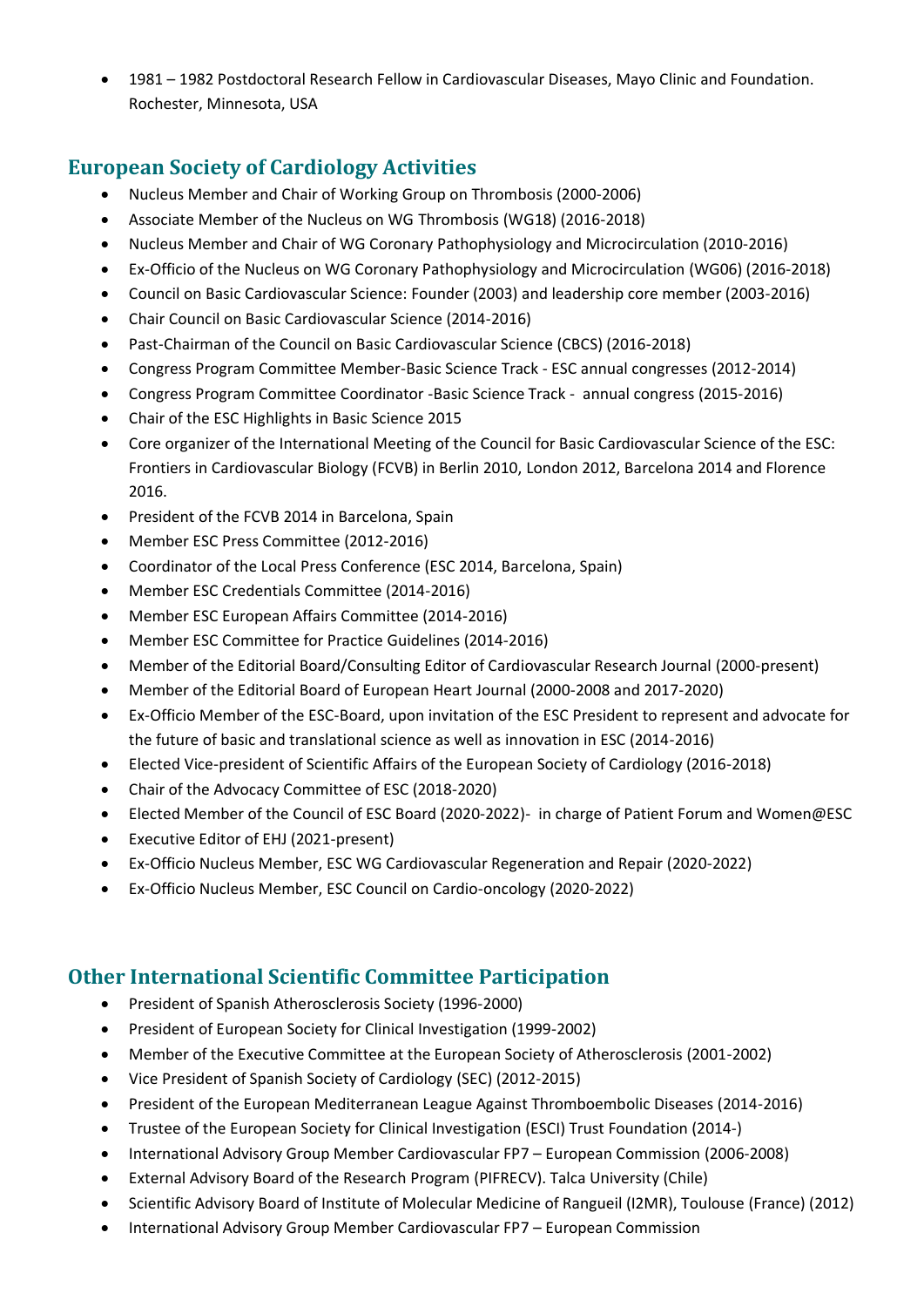- 1981 – 1982 Postdoctoral Research Fellow in Cardiovascular Diseases, Mayo Clinic and Foundation. Rochester, Minnesota, USA

## European Society of Cardiology Activities

- Nucleus Member and Chair of Working Group on Thrombosis (2000-2006)
- Associate Member of the Nucleus on WG Thrombosis (WG18) (2016-2018)
- Nucleus Member and Chair of WG Coronary Pathophysiology and Microcirculation (2010-2016)
- Ex-Officio of the Nucleus on WG Coronary Pathophysiology and Microcirculation (WG06) (2016-2018)
- Council on Basic Cardiovascular Science: Founder (2003) and leadership core member (2003-2016)
- Chair Council on Basic Cardiovascular Science (2014-2016)
- Past-Chairman of the Council on Basic Cardiovascular Science (CBCS) (2016-2018)
- Congress Program Committee Member-Basic Science Track - ESC annual congresses (2012-2014)
- Congress Program Committee Coordinator -Basic Science Track - annual congress (2015-2016)
- Chair of the ESC Highlights in Basic Science 2015
- Core organizer of the International Meeting of the Council for Basic Cardiovascular Science of the ESC: Frontiers in Cardiovascular Biology (FCVB) in Berlin 2010, London 2012, Barcelona 2014 and Florence 2016.
- President of the FCVB 2014 in Barcelona, Spain
- Member ESC Press Committee (2012-2016)
- Coordinator of the Local Press Conference (ESC 2014, Barcelona, Spain)
- Member ESC Credentials Committee (2014-2016)
- Member ESC European Affairs Committee (2014-2016)
- Member ESC Committee for Practice Guidelines (2014-2016)
- Member of the Editorial Board/Consulting Editor of Cardiovascular Research Journal (2000-present)
- Member of the Editorial Board of European Heart Journal (2000-2008 and 2017-2020)
- Ex-Officio Member of the ESC-Board, upon invitation of the ESC President to represent and advocate for the future of basic and translational science as well as innovation in ESC (2014-2016)
- Elected Vice-president of Scientific Affairs of the European Society of Cardiology (2016-2018)
- Chair of the Advocacy Committee of ESC (2018-2020)
- Elected Member of the Council of ESC Board (2020-2022)- in charge of Patient Forum and Women@ESC
- Executive Editor of EHJ (2021-present)
- Ex-Officio Nucleus Member, ESC WG Cardiovascular Regeneration and Repair (2020-2022)
- Ex-Officio Nucleus Member, ESC Council on Cardio-oncology (2020-2022)

## Other International Scientific Committee Participation

- President of Spanish Atherosclerosis Society (1996-2000)
- President of European Society for Clinical Investigation (1999-2002)
- Member of the Executive Committee at the European Society of Atherosclerosis (2001-2002)
- Vice President of Spanish Society of Cardiology (SEC) (2012-2015)
- President of the European Mediterranean League Against Thromboembolic Diseases (2014-2016)
- Trustee of the European Society for Clinical Investigation (ESCI) Trust Foundation (2014-)
- International Advisory Group Member Cardiovascular FP7 – European Commission (2006-2008)
- External Advisory Board of the Research Program (PIFRECV). Talca University (Chile)
- Scientific Advisory Board of Institute of Molecular Medicine of Rangueil (I2MR), Toulouse (France) (2012)
- International Advisory Group Member Cardiovascular FP7 – European Commission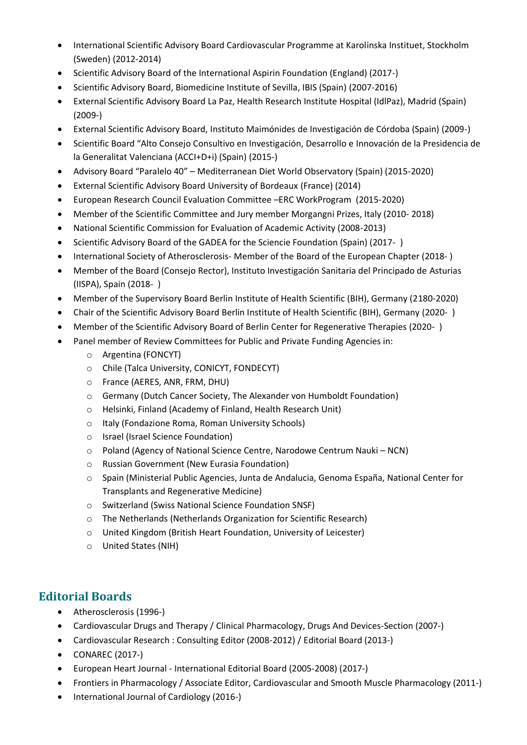- International Scientific Advisory Board Cardiovascular Programme at Karolinska Instituet, Stockholm (Sweden) (2012-2014)
- Scientific Advisory Board of the International Aspirin Foundation (England) (2017-)
- Scientific Advisory Board, Biomedicine Institute of Sevilla, IBIS (Spain) (2007-2016)
- External Scientific Advisory Board La Paz, Health Research Institute Hospital (IdlPaz), Madrid (Spain) (2009-)
- External Scientific Advisory Board, Instituto Maimónides de Investigación de Córdoba (Spain) (2009-)
- Scientific Board "Alto Consejo Consultivo en Investigación, Desarrollo e Innovación de la Presidencia de la Generalitat Valenciana (ACCI+D+i) (Spain) (2015-)
- Advisory Board "Paralelo 40" – Mediterranean Diet World Observatory (Spain) (2015-2020)
- External Scientific Advisory Board University of Bordeaux (France) (2014)
- European Research Council Evaluation Committee –ERC WorkProgram (2015-2020)
- Member of the Scientific Committee and Jury member Morgangni Prizes, Italy (2010- 2018)
- National Scientific Commission for Evaluation of Academic Activity (2008-2013)
- Scientific Advisory Board of the GADEA for the Sciencie Foundation (Spain) (2017- )
- International Society of Atherosclerosis- Member of the Board of the European Chapter (2018- )
- Member of the Board (Consejo Rector), Instituto Investigación Sanitaria del Principado de Asturias (IISPA), Spain (2018- )
- Member of the Supervisory Board Berlin Institute of Health Scientific (BIH), Germany (2180-2020)
- Chair of the Scientific Advisory Board Berlin Institute of Health Scientific (BIH), Germany (2020- )
- Member of the Scientific Advisory Board of Berlin Center for Regenerative Therapies (2020- )
- Panel member of Review Committees for Public and Private Funding Agencies in:
  - Argentina (FONCYT)
  - Chile (Talca University, CONICYT, FONDECYT)
  - France (AERES, ANR, FRM, DHU)
  - Germany (Dutch Cancer Society, The Alexander von Humboldt Foundation)
  - Helsinki, Finland (Academy of Finland, Health Research Unit)
  - Italy (Fondazione Roma, Roman University Schools)
  - Israel (Israel Science Foundation)
  - Poland (Agency of National Science Centre, Narodowe Centrum Nauki – NCN)
  - Russian Government (New Eurasia Foundation)
  - Spain (Ministerial Public Agencies, Junta de Andalucia, Genoma España, National Center for Transplants and Regenerative Medicine)
  - Switzerland (Swiss National Science Foundation SNSF)
  - The Netherlands (Netherlands Organization for Scientific Research)
  - United Kingdom (British Heart Foundation, University of Leicester)
  - United States (NIH)

## Editorial Boards

- Atherosclerosis (1996-)
- Cardiovascular Drugs and Therapy / Clinical Pharmacology, Drugs And Devices-Section (2007-)
- Cardiovascular Research : Consulting Editor (2008-2012) / Editorial Board (2013-)
- CONAREC (2017-)
- European Heart Journal - International Editorial Board (2005-2008) (2017-)
- Frontiers in Pharmacology / Associate Editor, Cardiovascular and Smooth Muscle Pharmacology (2011-)
- International Journal of Cardiology (2016-)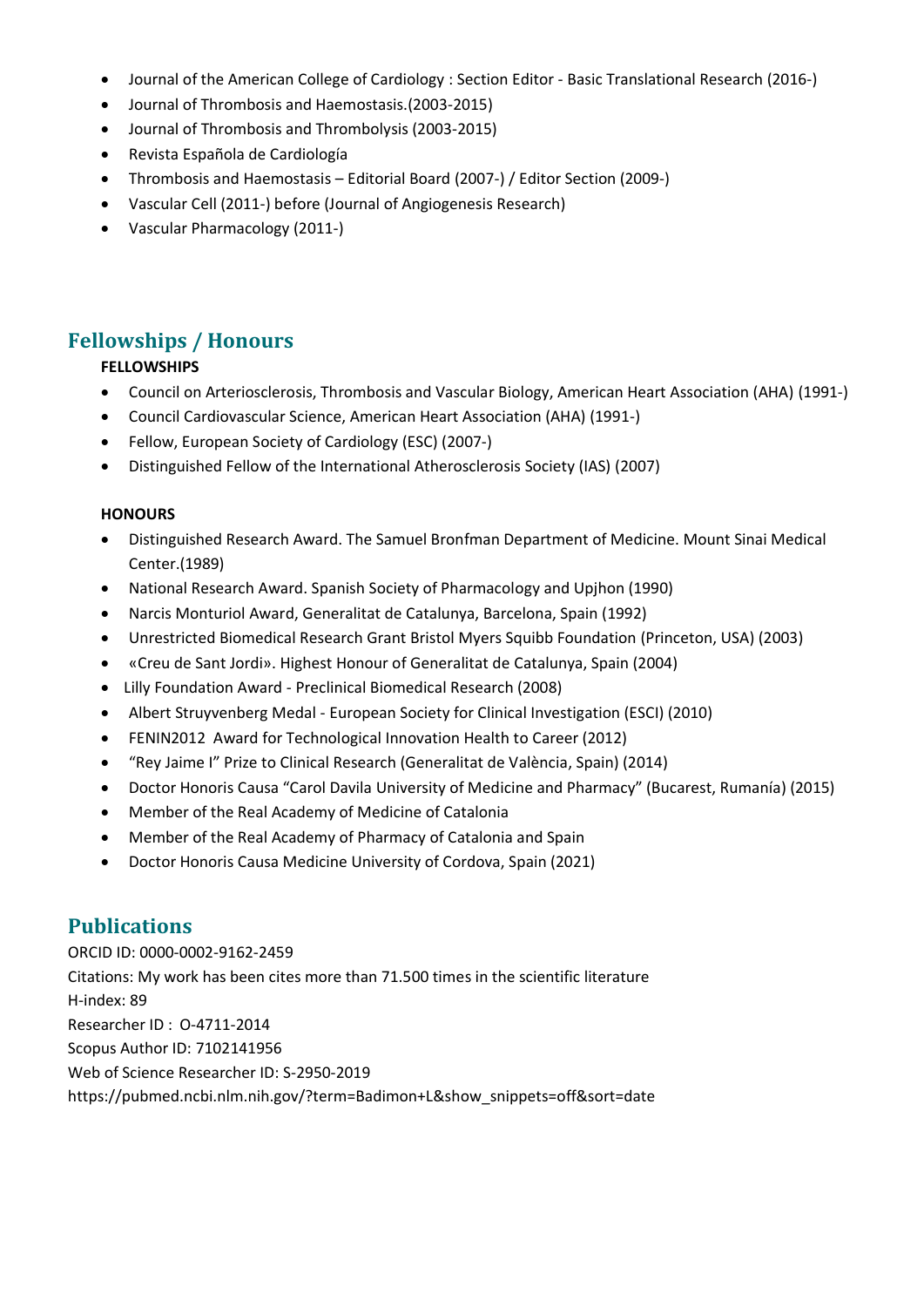- Journal of the American College of Cardiology : Section Editor - Basic Translational Research (2016-)
- Journal of Thrombosis and Haemostasis.(2003-2015)
- Journal of Thrombosis and Thrombolysis (2003-2015)
- Revista Española de Cardiología
- Thrombosis and Haemostasis – Editorial Board (2007-) / Editor Section (2009-)
- Vascular Cell (2011-) before (Journal of Angiogenesis Research)
- Vascular Pharmacology (2011-)

## Fellowships / Honours

**FELLOWSHIPS**

- Council on Arteriosclerosis, Thrombosis and Vascular Biology, American Heart Association (AHA) (1991-)
- Council Cardiovascular Science, American Heart Association (AHA) (1991-)
- Fellow, European Society of Cardiology (ESC) (2007-)
- Distinguished Fellow of the International Atherosclerosis Society (IAS) (2007)

**HONOURS**

- Distinguished Research Award. The Samuel Bronfman Department of Medicine. Mount Sinai Medical Center.(1989)
- National Research Award. Spanish Society of Pharmacology and Upjhon (1990)
- Narcis Monturiol Award, Generalitat de Catalunya, Barcelona, Spain (1992)
- Unrestricted Biomedical Research Grant Bristol Myers Squibb Foundation (Princeton, USA) (2003)
- «Creu de Sant Jordi». Highest Honour of Generalitat de Catalunya, Spain (2004)
- Lilly Foundation Award - Preclinical Biomedical Research (2008)
- Albert Struyvenberg Medal - European Society for Clinical Investigation (ESCI) (2010)
- FENIN2012 Award for Technological Innovation Health to Career (2012)
- "Rey Jaime I" Prize to Clinical Research (Generalitat de València, Spain) (2014)
- Doctor Honoris Causa "Carol Davila University of Medicine and Pharmacy" (Bucarest, Rumanía) (2015)
- Member of the Real Academy of Medicine of Catalonia
- Member of the Real Academy of Pharmacy of Catalonia and Spain
- Doctor Honoris Causa Medicine University of Cordova, Spain (2021)

## Publications

ORCID ID: 0000-0002-9162-2459
Citations: My work has been cites more than 71.500 times in the scientific literature
H-index: 89
Researcher ID : O-4711-2014
Scopus Author ID: 7102141956
Web of Science Researcher ID: S-2950-2019
https://pubmed.ncbi.nlm.nih.gov/?term=Badimon+L&show_snippets=off&sort=date